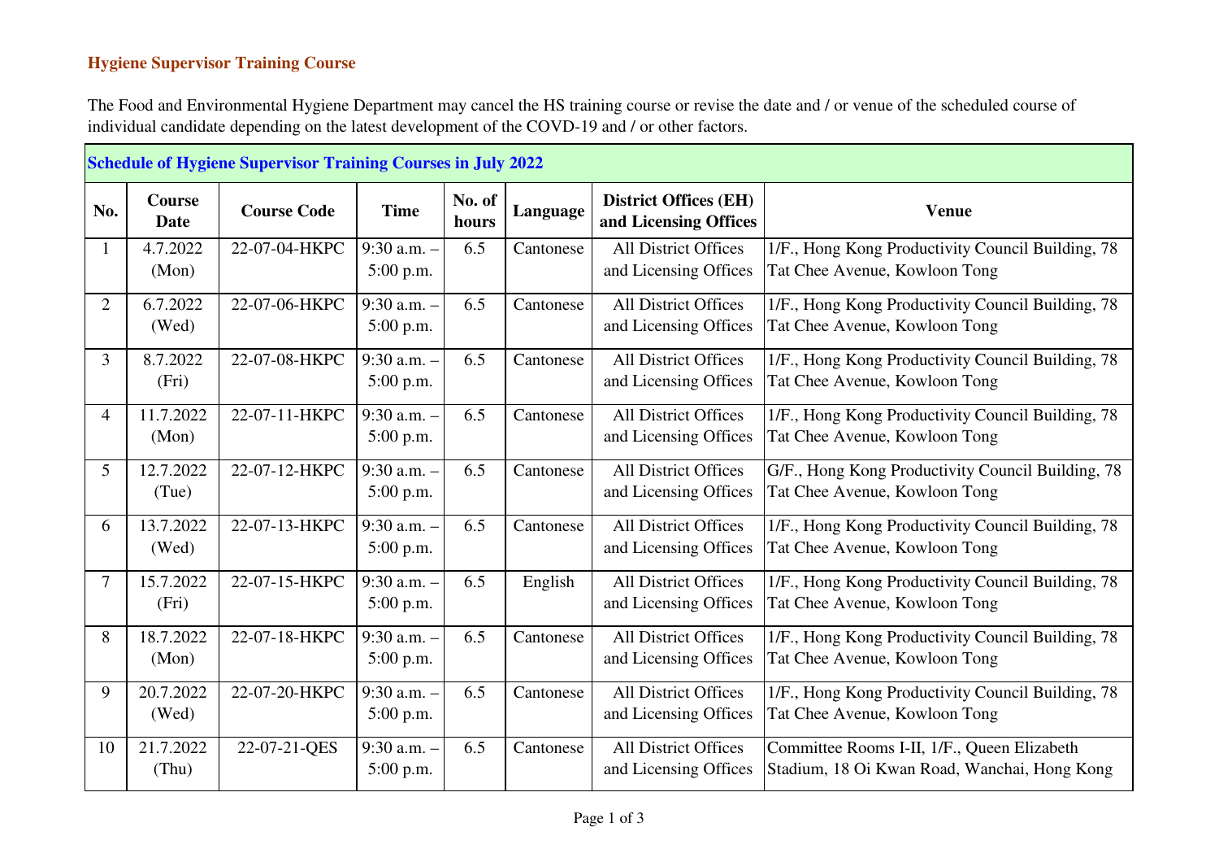## Hygiene Supervisor Training Course

The Food and Environmental Hygiene Department may cancel the HS training course or revise the date and / or venue of the scheduled course of individual candidate depending on the latest development of the COVD-19 and / or other factors.

| Schedule of Hygiene Supervisor Training Courses in July 2022 | | | | | | | |
|---|---|---|---|---|---|---|---|
| **No.** | **Course Date** | **Course Code** | **Time** | **No. of hours** | **Language** | **District Offices (EH) and Licensing Offices** | **Venue** |
| 1 | 4.7.2022 (Mon) | 22-07-04-HKPC | 9:30 a.m. – 5:00 p.m. | 6.5 | Cantonese | All District Offices and Licensing Offices | 1/F., Hong Kong Productivity Council Building, 78 Tat Chee Avenue, Kowloon Tong |
| 2 | 6.7.2022 (Wed) | 22-07-06-HKPC | 9:30 a.m. – 5:00 p.m. | 6.5 | Cantonese | All District Offices and Licensing Offices | 1/F., Hong Kong Productivity Council Building, 78 Tat Chee Avenue, Kowloon Tong |
| 3 | 8.7.2022 (Fri) | 22-07-08-HKPC | 9:30 a.m. – 5:00 p.m. | 6.5 | Cantonese | All District Offices and Licensing Offices | 1/F., Hong Kong Productivity Council Building, 78 Tat Chee Avenue, Kowloon Tong |
| 4 | 11.7.2022 (Mon) | 22-07-11-HKPC | 9:30 a.m. – 5:00 p.m. | 6.5 | Cantonese | All District Offices and Licensing Offices | 1/F., Hong Kong Productivity Council Building, 78 Tat Chee Avenue, Kowloon Tong |
| 5 | 12.7.2022 (Tue) | 22-07-12-HKPC | 9:30 a.m. – 5:00 p.m. | 6.5 | Cantonese | All District Offices and Licensing Offices | G/F., Hong Kong Productivity Council Building, 78 Tat Chee Avenue, Kowloon Tong |
| 6 | 13.7.2022 (Wed) | 22-07-13-HKPC | 9:30 a.m. – 5:00 p.m. | 6.5 | Cantonese | All District Offices and Licensing Offices | 1/F., Hong Kong Productivity Council Building, 78 Tat Chee Avenue, Kowloon Tong |
| 7 | 15.7.2022 (Fri) | 22-07-15-HKPC | 9:30 a.m. – 5:00 p.m. | 6.5 | English | All District Offices and Licensing Offices | 1/F., Hong Kong Productivity Council Building, 78 Tat Chee Avenue, Kowloon Tong |
| 8 | 18.7.2022 (Mon) | 22-07-18-HKPC | 9:30 a.m. – 5:00 p.m. | 6.5 | Cantonese | All District Offices and Licensing Offices | 1/F., Hong Kong Productivity Council Building, 78 Tat Chee Avenue, Kowloon Tong |
| 9 | 20.7.2022 (Wed) | 22-07-20-HKPC | 9:30 a.m. – 5:00 p.m. | 6.5 | Cantonese | All District Offices and Licensing Offices | 1/F., Hong Kong Productivity Council Building, 78 Tat Chee Avenue, Kowloon Tong |
| 10 | 21.7.2022 (Thu) | 22-07-21-QES | 9:30 a.m. – 5:00 p.m. | 6.5 | Cantonese | All District Offices and Licensing Offices | Committee Rooms I-II, 1/F., Queen Elizabeth Stadium, 18 Oi Kwan Road, Wanchai, Hong Kong |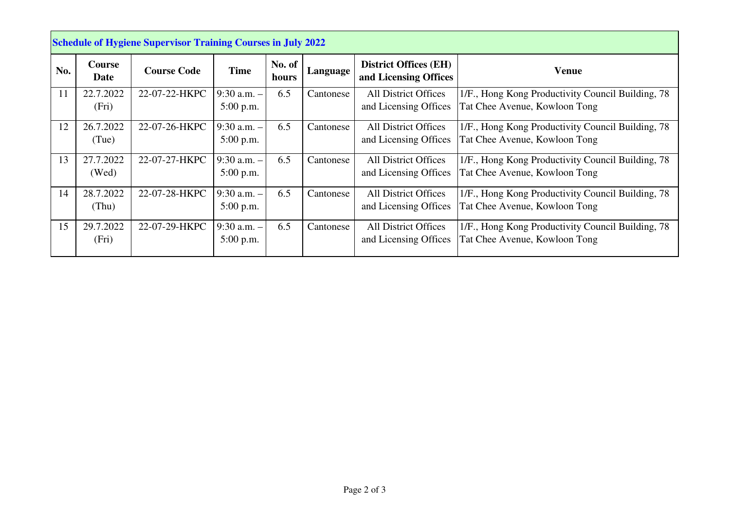**Schedule of Hygiene Supervisor Training Courses in July 2022**

| No. | Course Date | Course Code | Time | No. of hours | Language | District Offices (EH) and Licensing Offices | Venue |
|---|---|---|---|---|---|---|---|
| 11 | 22.7.2022 (Fri) | 22-07-22-HKPC | 9:30 a.m. – 5:00 p.m. | 6.5 | Cantonese | All District Offices and Licensing Offices | 1/F., Hong Kong Productivity Council Building, 78 Tat Chee Avenue, Kowloon Tong |
| 12 | 26.7.2022 (Tue) | 22-07-26-HKPC | 9:30 a.m. – 5:00 p.m. | 6.5 | Cantonese | All District Offices and Licensing Offices | 1/F., Hong Kong Productivity Council Building, 78 Tat Chee Avenue, Kowloon Tong |
| 13 | 27.7.2022 (Wed) | 22-07-27-HKPC | 9:30 a.m. – 5:00 p.m. | 6.5 | Cantonese | All District Offices and Licensing Offices | 1/F., Hong Kong Productivity Council Building, 78 Tat Chee Avenue, Kowloon Tong |
| 14 | 28.7.2022 (Thu) | 22-07-28-HKPC | 9:30 a.m. – 5:00 p.m. | 6.5 | Cantonese | All District Offices and Licensing Offices | 1/F., Hong Kong Productivity Council Building, 78 Tat Chee Avenue, Kowloon Tong |
| 15 | 29.7.2022 (Fri) | 22-07-29-HKPC | 9:30 a.m. – 5:00 p.m. | 6.5 | Cantonese | All District Offices and Licensing Offices | 1/F., Hong Kong Productivity Council Building, 78 Tat Chee Avenue, Kowloon Tong |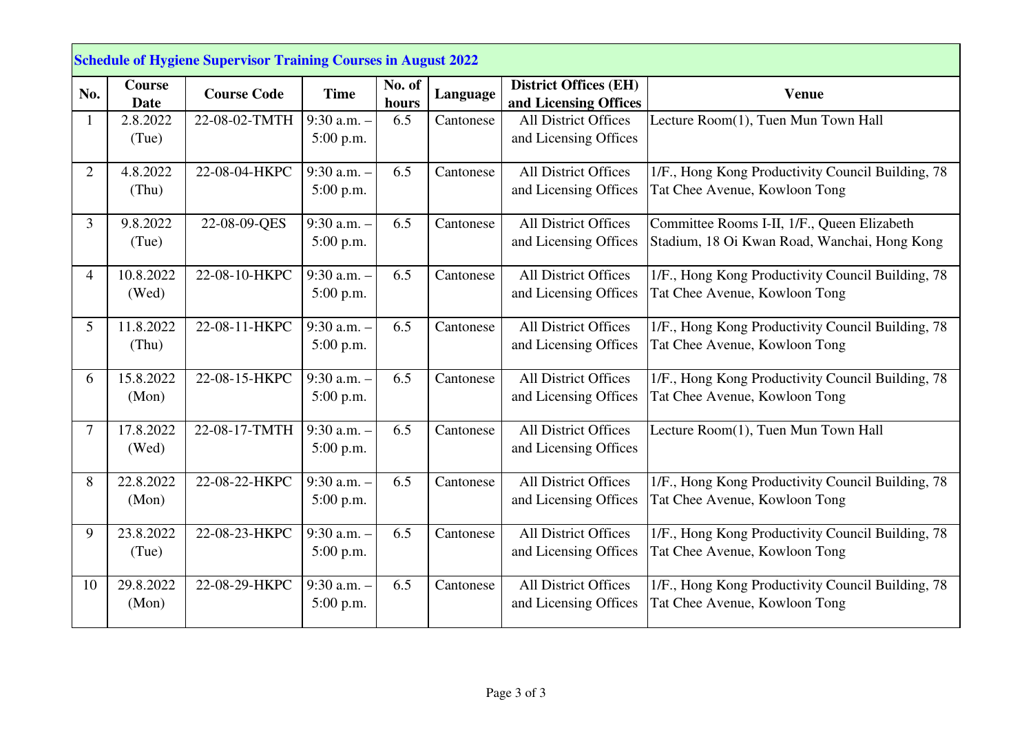**Schedule of Hygiene Supervisor Training Courses in August 2022**

| No. | Course Date | Course Code | Time | No. of hours | Language | District Offices (EH) and Licensing Offices | Venue |
|---|---|---|---|---|---|---|---|
| 1 | 2.8.2022 (Tue) | 22-08-02-TMTH | 9:30 a.m. – 5:00 p.m. | 6.5 | Cantonese | All District Offices and Licensing Offices | Lecture Room(1), Tuen Mun Town Hall |
| 2 | 4.8.2022 (Thu) | 22-08-04-HKPC | 9:30 a.m. – 5:00 p.m. | 6.5 | Cantonese | All District Offices and Licensing Offices | 1/F., Hong Kong Productivity Council Building, 78 Tat Chee Avenue, Kowloon Tong |
| 3 | 9.8.2022 (Tue) | 22-08-09-QES | 9:30 a.m. – 5:00 p.m. | 6.5 | Cantonese | All District Offices and Licensing Offices | Committee Rooms I-II, 1/F., Queen Elizabeth Stadium, 18 Oi Kwan Road, Wanchai, Hong Kong |
| 4 | 10.8.2022 (Wed) | 22-08-10-HKPC | 9:30 a.m. – 5:00 p.m. | 6.5 | Cantonese | All District Offices and Licensing Offices | 1/F., Hong Kong Productivity Council Building, 78 Tat Chee Avenue, Kowloon Tong |
| 5 | 11.8.2022 (Thu) | 22-08-11-HKPC | 9:30 a.m. – 5:00 p.m. | 6.5 | Cantonese | All District Offices and Licensing Offices | 1/F., Hong Kong Productivity Council Building, 78 Tat Chee Avenue, Kowloon Tong |
| 6 | 15.8.2022 (Mon) | 22-08-15-HKPC | 9:30 a.m. – 5:00 p.m. | 6.5 | Cantonese | All District Offices and Licensing Offices | 1/F., Hong Kong Productivity Council Building, 78 Tat Chee Avenue, Kowloon Tong |
| 7 | 17.8.2022 (Wed) | 22-08-17-TMTH | 9:30 a.m. – 5:00 p.m. | 6.5 | Cantonese | All District Offices and Licensing Offices | Lecture Room(1), Tuen Mun Town Hall |
| 8 | 22.8.2022 (Mon) | 22-08-22-HKPC | 9:30 a.m. – 5:00 p.m. | 6.5 | Cantonese | All District Offices and Licensing Offices | 1/F., Hong Kong Productivity Council Building, 78 Tat Chee Avenue, Kowloon Tong |
| 9 | 23.8.2022 (Tue) | 22-08-23-HKPC | 9:30 a.m. – 5:00 p.m. | 6.5 | Cantonese | All District Offices and Licensing Offices | 1/F., Hong Kong Productivity Council Building, 78 Tat Chee Avenue, Kowloon Tong |
| 10 | 29.8.2022 (Mon) | 22-08-29-HKPC | 9:30 a.m. – 5:00 p.m. | 6.5 | Cantonese | All District Offices and Licensing Offices | 1/F., Hong Kong Productivity Council Building, 78 Tat Chee Avenue, Kowloon Tong |